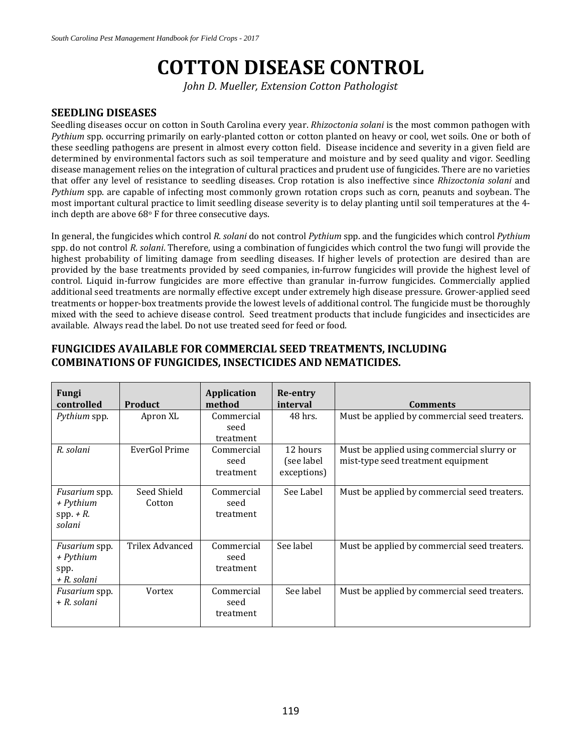# COTTON DISEASE CONTROL

*John D. Mueller, Extension Cotton Pathologist*

## SEEDLING DISEASES

Seedling diseases occur on cotton in South Carolina every year. *Rhizoctonia solani* is the most common pathogen with *Pythium* spp. occurring primarily on early-planted cotton or cotton planted on heavy or cool, wet soils. One or both of these seedling pathogens are present in almost every cotton field. Disease incidence and severity in a given field are determined by environmental factors such as soil temperature and moisture and by seed quality and vigor. Seedling disease management relies on the integration of cultural practices and prudent use of fungicides. There are no varieties that offer any level of resistance to seedling diseases. Crop rotation is also ineffective since *Rhizoctonia solani* and *Pythium* spp. are capable of infecting most commonly grown rotation crops such as corn, peanuts and soybean. The most important cultural practice to limit seedling disease severity is to delay planting until soil temperatures at the 4-inch depth are above 68° F for three consecutive days.

In general, the fungicides which control *R. solani* do not control *Pythium* spp. and the fungicides which control *Pythium* spp. do not control *R. solani*. Therefore, using a combination of fungicides which control the two fungi will provide the highest probability of limiting damage from seedling diseases. If higher levels of protection are desired than are provided by the base treatments provided by seed companies, in-furrow fungicides will provide the highest level of control. Liquid in-furrow fungicides are more effective than granular in-furrow fungicides. Commercially applied additional seed treatments are normally effective except under extremely high disease pressure. Grower-applied seed treatments or hopper-box treatments provide the lowest levels of additional control. The fungicide must be thoroughly mixed with the seed to achieve disease control. Seed treatment products that include fungicides and insecticides are available. Always read the label. Do not use treated seed for feed or food.

### FUNGICIDES AVAILABLE FOR COMMERCIAL SEED TREATMENTS, INCLUDING COMBINATIONS OF FUNGICIDES, INSECTICIDES AND NEMATICIDES.

| Fungi controlled | Product | Application method | Re-entry interval | Comments |
|---|---|---|---|---|
| *Pythium* spp. | Apron XL | Commercial seed treatment | 48 hrs. | Must be applied by commercial seed treaters. |
| *R. solani* | EverGol Prime | Commercial seed treatment | 12 hours (see label exceptions) | Must be applied using commercial slurry or mist-type seed treatment equipment |
| *Fusarium* spp. + *Pythium* spp. + *R. solani* | Seed Shield Cotton | Commercial seed treatment | See Label | Must be applied by commercial seed treaters. |
| *Fusarium* spp. + *Pythium* spp. + *R. solani* | Trilex Advanced | Commercial seed treatment | See label | Must be applied by commercial seed treaters. |
| *Fusarium* spp. + *R. solani* | Vortex | Commercial seed treatment | See label | Must be applied by commercial seed treaters. |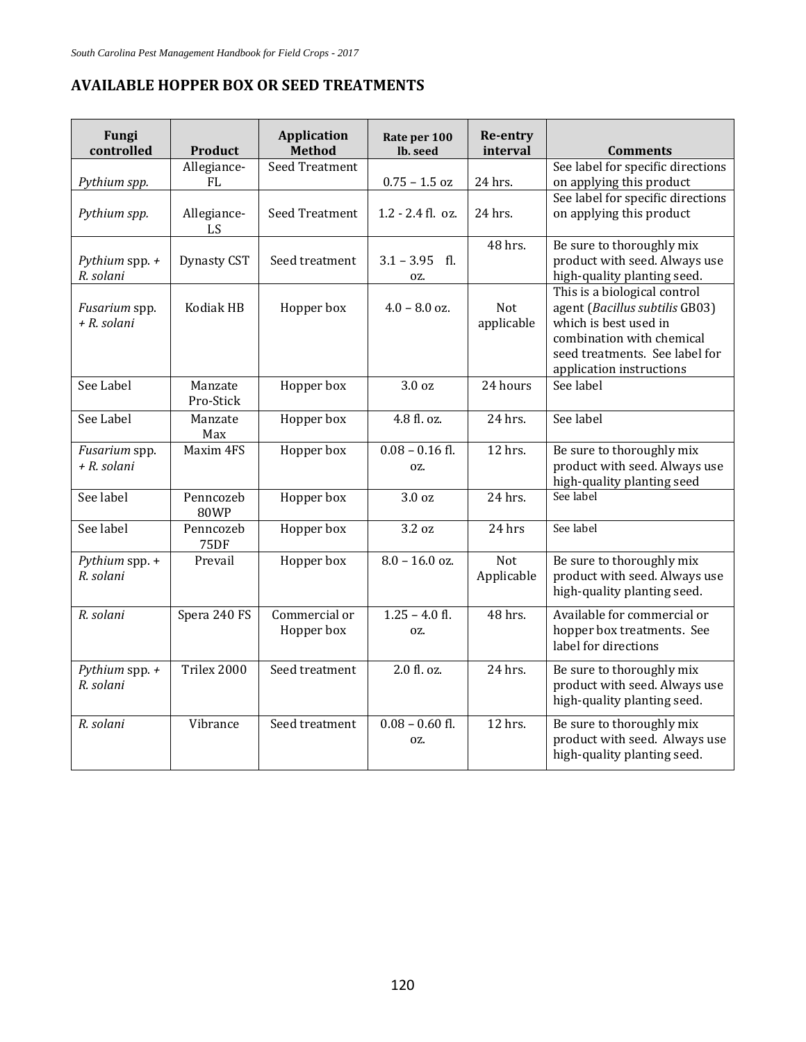## AVAILABLE HOPPER BOX OR SEED TREATMENTS

| Fungi controlled | Product | Application Method | Rate per 100 lb. seed | Re-entry interval | Comments |
|---|---|---|---|---|---|
| *Pythium spp.* | Allegiance-FL | Seed Treatment | 0.75 – 1.5 oz | 24 hrs. | See label for specific directions on applying this product |
| *Pythium spp.* | Allegiance-LS | Seed Treatment | 1.2 - 2.4 fl. oz. | 24 hrs. | See label for specific directions on applying this product |
| *Pythium* spp. + *R. solani* | Dynasty CST | Seed treatment | 3.1 – 3.95 fl. oz. | 48 hrs. | Be sure to thoroughly mix product with seed. Always use high-quality planting seed. |
| *Fusarium* spp. + *R. solani* | Kodiak HB | Hopper box | 4.0 – 8.0 oz. | Not applicable | This is a biological control agent (*Bacillus subtilis* GB03) which is best used in combination with chemical seed treatments. See label for application instructions |
| See Label | Manzate Pro-Stick | Hopper box | 3.0 oz | 24 hours | See label |
| See Label | Manzate Max | Hopper box | 4.8 fl. oz. | 24 hrs. | See label |
| *Fusarium* spp. + *R. solani* | Maxim 4FS | Hopper box | 0.08 – 0.16 fl. oz. | 12 hrs. | Be sure to thoroughly mix product with seed. Always use high-quality planting seed |
| See label | Penncozeb 80WP | Hopper box | 3.0 oz | 24 hrs. | See label |
| See label | Penncozeb 75DF | Hopper box | 3.2 oz | 24 hrs | See label |
| *Pythium* spp. + *R. solani* | Prevail | Hopper box | 8.0 – 16.0 oz. | Not Applicable | Be sure to thoroughly mix product with seed. Always use high-quality planting seed. |
| *R. solani* | Spera 240 FS | Commercial or Hopper box | 1.25 – 4.0 fl. oz. | 48 hrs. | Available for commercial or hopper box treatments. See label for directions |
| *Pythium* spp. + *R. solani* | Trilex 2000 | Seed treatment | 2.0 fl. oz. | 24 hrs. | Be sure to thoroughly mix product with seed. Always use high-quality planting seed. |
| *R. solani* | Vibrance | Seed treatment | 0.08 – 0.60 fl. oz. | 12 hrs. | Be sure to thoroughly mix product with seed. Always use high-quality planting seed. |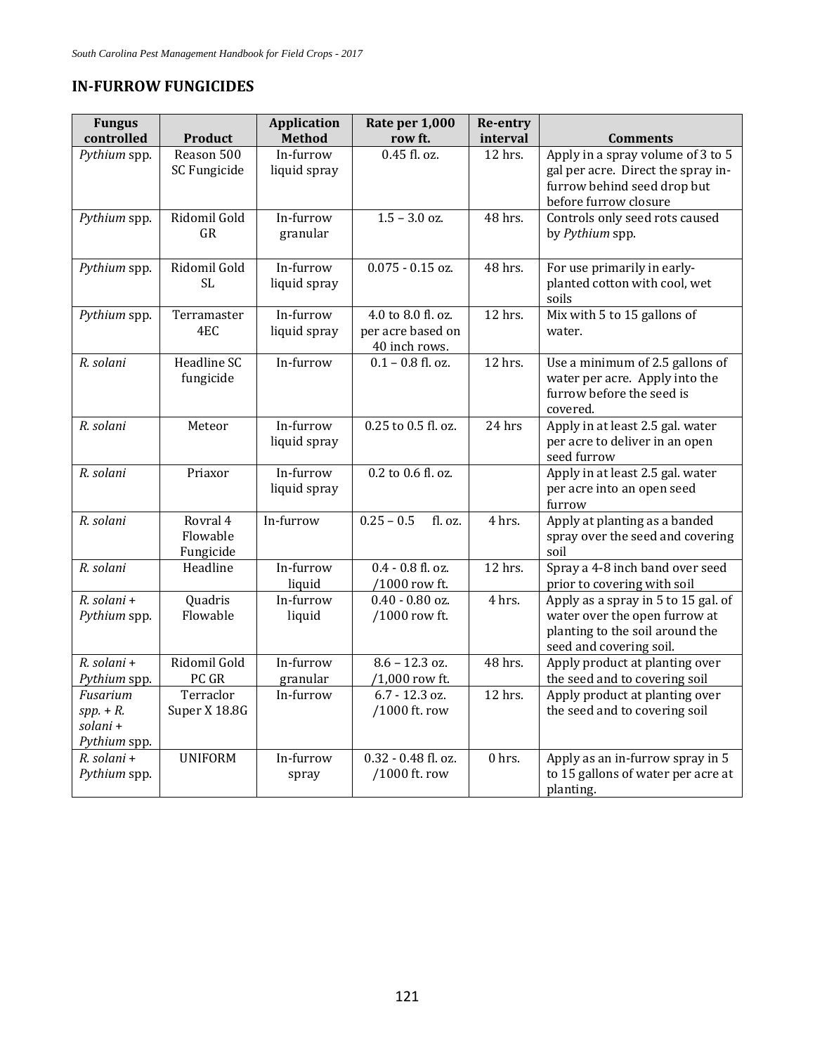## IN-FURROW FUNGICIDES

| Fungus controlled | Product | Application Method | Rate per 1,000 row ft. | Re-entry interval | Comments |
|---|---|---|---|---|---|
| *Pythium* spp. | Reason 500 SC Fungicide | In-furrow liquid spray | 0.45 fl. oz. | 12 hrs. | Apply in a spray volume of 3 to 5 gal per acre. Direct the spray in-furrow behind seed drop but before furrow closure |
| *Pythium* spp. | Ridomil Gold GR | In-furrow granular | 1.5 – 3.0 oz. | 48 hrs. | Controls only seed rots caused by *Pythium* spp. |
| *Pythium* spp. | Ridomil Gold SL | In-furrow liquid spray | 0.075 - 0.15 oz. | 48 hrs. | For use primarily in early-planted cotton with cool, wet soils |
| *Pythium* spp. | Terramaster 4EC | In-furrow liquid spray | 4.0 to 8.0 fl. oz. per acre based on 40 inch rows. | 12 hrs. | Mix with 5 to 15 gallons of water. |
| *R. solani* | Headline SC fungicide | In-furrow | 0.1 – 0.8 fl. oz. | 12 hrs. | Use a minimum of 2.5 gallons of water per acre. Apply into the furrow before the seed is covered. |
| *R. solani* | Meteor | In-furrow liquid spray | 0.25 to 0.5 fl. oz. | 24 hrs | Apply in at least 2.5 gal. water per acre to deliver in an open seed furrow |
| *R. solani* | Priaxor | In-furrow liquid spray | 0.2 to 0.6 fl. oz. | | Apply in at least 2.5 gal. water per acre into an open seed furrow |
| *R. solani* | Rovral 4 Flowable Fungicide | In-furrow | 0.25 – 0.5 fl. oz. | 4 hrs. | Apply at planting as a banded spray over the seed and covering soil |
| *R. solani* | Headline | In-furrow liquid | 0.4 - 0.8 fl. oz. /1000 row ft. | 12 hrs. | Spray a 4-8 inch band over seed prior to covering with soil |
| *R. solani* + *Pythium* spp. | Quadris Flowable | In-furrow liquid | 0.40 - 0.80 oz. /1000 row ft. | 4 hrs. | Apply as a spray in 5 to 15 gal. of water over the open furrow at planting to the soil around the seed and covering soil. |
| *R. solani* + *Pythium* spp. | Ridomil Gold PC GR | In-furrow granular | 8.6 – 12.3 oz. /1,000 row ft. | 48 hrs. | Apply product at planting over the seed and to covering soil |
| *Fusarium spp.* + *R. solani* + *Pythium* spp. | Terraclor Super X 18.8G | In-furrow | 6.7 - 12.3 oz. /1000 ft. row | 12 hrs. | Apply product at planting over the seed and to covering soil |
| *R. solani* + *Pythium* spp. | UNIFORM | In-furrow spray | 0.32 - 0.48 fl. oz. /1000 ft. row | 0 hrs. | Apply as an in-furrow spray in 5 to 15 gallons of water per acre at planting. |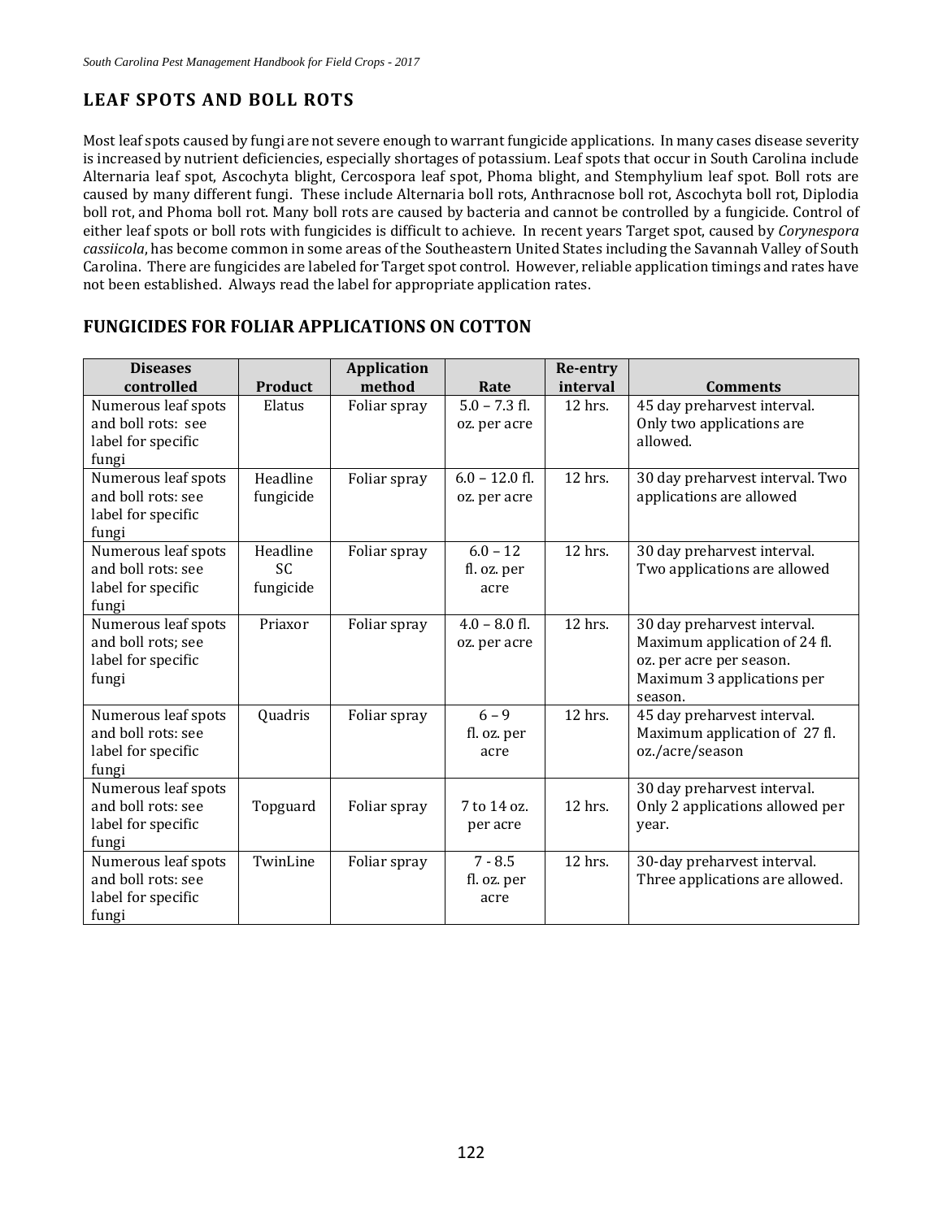## LEAF SPOTS AND BOLL ROTS

Most leaf spots caused by fungi are not severe enough to warrant fungicide applications. In many cases disease severity is increased by nutrient deficiencies, especially shortages of potassium. Leaf spots that occur in South Carolina include Alternaria leaf spot, Ascochyta blight, Cercospora leaf spot, Phoma blight, and Stemphylium leaf spot. Boll rots are caused by many different fungi. These include Alternaria boll rots, Anthracnose boll rot, Ascochyta boll rot, Diplodia boll rot, and Phoma boll rot. Many boll rots are caused by bacteria and cannot be controlled by a fungicide. Control of either leaf spots or boll rots with fungicides is difficult to achieve. In recent years Target spot, caused by *Corynespora cassiicola*, has become common in some areas of the Southeastern United States including the Savannah Valley of South Carolina. There are fungicides are labeled for Target spot control. However, reliable application timings and rates have not been established. Always read the label for appropriate application rates.

## FUNGICIDES FOR FOLIAR APPLICATIONS ON COTTON

| Diseases controlled | Product | Application method | Rate | Re-entry interval | Comments |
|---|---|---|---|---|---|
| Numerous leaf spots and boll rots: see label for specific fungi | Elatus | Foliar spray | 5.0 – 7.3 fl. oz. per acre | 12 hrs. | 45 day preharvest interval. Only two applications are allowed. |
| Numerous leaf spots and boll rots: see label for specific fungi | Headline fungicide | Foliar spray | 6.0 – 12.0 fl. oz. per acre | 12 hrs. | 30 day preharvest interval. Two applications are allowed |
| Numerous leaf spots and boll rots: see label for specific fungi | Headline SC fungicide | Foliar spray | 6.0 – 12 fl. oz. per acre | 12 hrs. | 30 day preharvest interval. Two applications are allowed |
| Numerous leaf spots and boll rots; see label for specific fungi | Priaxor | Foliar spray | 4.0 – 8.0 fl. oz. per acre | 12 hrs. | 30 day preharvest interval. Maximum application of 24 fl. oz. per acre per season. Maximum 3 applications per season. |
| Numerous leaf spots and boll rots: see label for specific fungi | Quadris | Foliar spray | 6 – 9 fl. oz. per acre | 12 hrs. | 45 day preharvest interval. Maximum application of 27 fl. oz./acre/season |
| Numerous leaf spots and boll rots: see label for specific fungi | Topguard | Foliar spray | 7 to 14 oz. per acre | 12 hrs. | 30 day preharvest interval. Only 2 applications allowed per year. |
| Numerous leaf spots and boll rots: see label for specific fungi | TwinLine | Foliar spray | 7 - 8.5 fl. oz. per acre | 12 hrs. | 30-day preharvest interval. Three applications are allowed. |